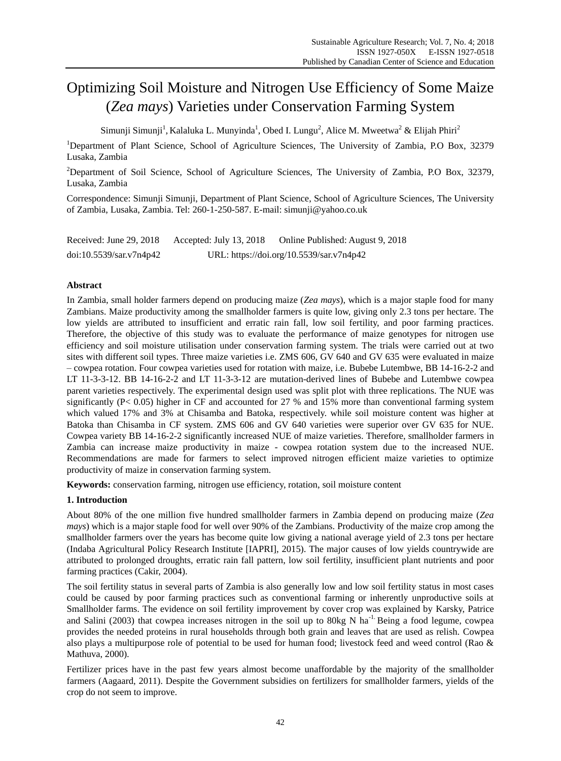# Optimizing Soil Moisture and Nitrogen Use Efficiency of Some Maize (*Zea mays*) Varieties under Conservation Farming System

Simunji Simunji[1], Kalaluka L. Munyinda[1], Obed I. Lungu[2], Alice M. Mweetwa[2] & Elijah Phiri[2]

[1]Department of Plant Science, School of Agriculture Sciences, The University of Zambia, P.O Box, 32379 Lusaka, Zambia

[2]Department of Soil Science, School of Agriculture Sciences, The University of Zambia, P.O Box, 32379, Lusaka, Zambia

Correspondence: Simunji Simunji, Department of Plant Science, School of Agriculture Sciences, The University of Zambia, Lusaka, Zambia. Tel: 260-1-250-587. E-mail: simunji@yahoo.co.uk

Received: June 29, 2018 Accepted: July 13, 2018 Online Published: August 9, 2018

doi:10.5539/sar.v7n4p42 URL: https://doi.org/10.5539/sar.v7n4p42

## Abstract

In Zambia, small holder farmers depend on producing maize (*Zea mays*), which is a major staple food for many Zambians. Maize productivity among the smallholder farmers is quite low, giving only 2.3 tons per hectare. The low yields are attributed to insufficient and erratic rain fall, low soil fertility, and poor farming practices. Therefore, the objective of this study was to evaluate the performance of maize genotypes for nitrogen use efficiency and soil moisture utilisation under conservation farming system. The trials were carried out at two sites with different soil types. Three maize varieties i.e. ZMS 606, GV 640 and GV 635 were evaluated in maize – cowpea rotation. Four cowpea varieties used for rotation with maize, i.e. Bubebe Lutembwe, BB 14-16-2-2 and LT 11-3-3-12. BB 14-16-2-2 and LT 11-3-3-12 are mutation-derived lines of Bubebe and Lutembwe cowpea parent varieties respectively. The experimental design used was split plot with three replications. The NUE was significantly ($P < 0.05$) higher in CF and accounted for 27 % and 15% more than conventional farming system which valued 17% and 3% at Chisamba and Batoka, respectively. while soil moisture content was higher at Batoka than Chisamba in CF system. ZMS 606 and GV 640 varieties were superior over GV 635 for NUE. Cowpea variety BB 14-16-2-2 significantly increased NUE of maize varieties. Therefore, smallholder farmers in Zambia can increase maize productivity in maize - cowpea rotation system due to the increased NUE. Recommendations are made for farmers to select improved nitrogen efficient maize varieties to optimize productivity of maize in conservation farming system.

**Keywords:** conservation farming, nitrogen use efficiency, rotation, soil moisture content

## 1. Introduction

About 80% of the one million five hundred smallholder farmers in Zambia depend on producing maize (*Zea mays*) which is a major staple food for well over 90% of the Zambians. Productivity of the maize crop among the smallholder farmers over the years has become quite low giving a national average yield of 2.3 tons per hectare (Indaba Agricultural Policy Research Institute [IAPRI], 2015). The major causes of low yields countrywide are attributed to prolonged droughts, erratic rain fall pattern, low soil fertility, insufficient plant nutrients and poor farming practices (Cakir, 2004).

The soil fertility status in several parts of Zambia is also generally low and low soil fertility status in most cases could be caused by poor farming practices such as conventional farming or inherently unproductive soils at Smallholder farms. The evidence on soil fertility improvement by cover crop was explained by Karsky, Patrice and Salini (2003) that cowpea increases nitrogen in the soil up to 80kg N $ha^{-1}$. Being a food legume, cowpea provides the needed proteins in rural households through both grain and leaves that are used as relish. Cowpea also plays a multipurpose role of potential to be used for human food; livestock feed and weed control (Rao & Mathuva, 2000).

Fertilizer prices have in the past few years almost become unaffordable by the majority of the smallholder farmers (Aagaard, 2011). Despite the Government subsidies on fertilizers for smallholder farmers, yields of the crop do not seem to improve.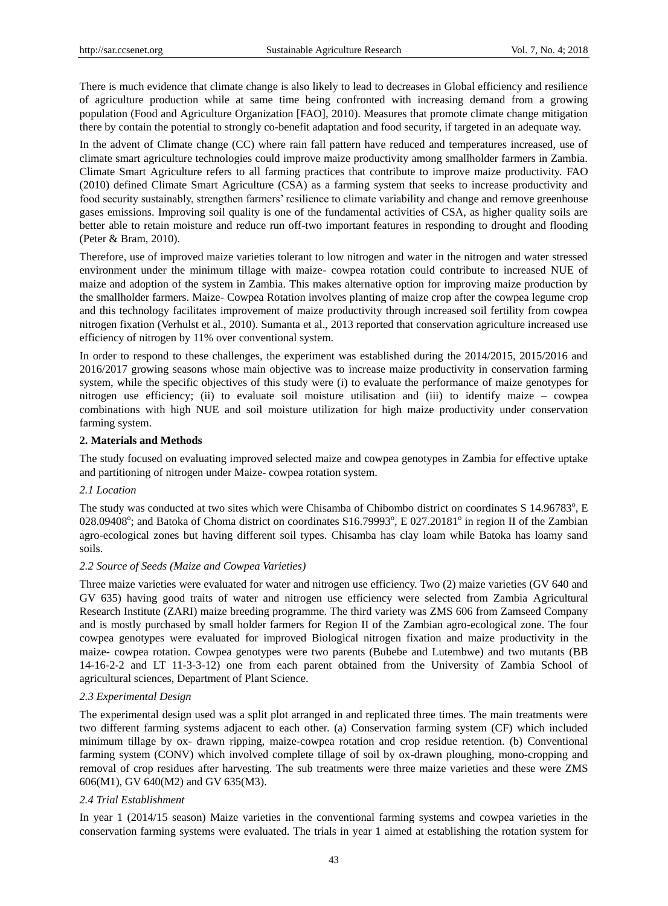There is much evidence that climate change is also likely to lead to decreases in Global efficiency and resilience of agriculture production while at same time being confronted with increasing demand from a growing population (Food and Agriculture Organization [FAO], 2010). Measures that promote climate change mitigation there by contain the potential to strongly co-benefit adaptation and food security, if targeted in an adequate way.

In the advent of Climate change (CC) where rain fall pattern have reduced and temperatures increased, use of climate smart agriculture technologies could improve maize productivity among smallholder farmers in Zambia. Climate Smart Agriculture refers to all farming practices that contribute to improve maize productivity. FAO (2010) defined Climate Smart Agriculture (CSA) as a farming system that seeks to increase productivity and food security sustainably, strengthen farmers' resilience to climate variability and change and remove greenhouse gases emissions. Improving soil quality is one of the fundamental activities of CSA, as higher quality soils are better able to retain moisture and reduce run off-two important features in responding to drought and flooding (Peter & Bram, 2010).

Therefore, use of improved maize varieties tolerant to low nitrogen and water in the nitrogen and water stressed environment under the minimum tillage with maize- cowpea rotation could contribute to increased NUE of maize and adoption of the system in Zambia. This makes alternative option for improving maize production by the smallholder farmers. Maize- Cowpea Rotation involves planting of maize crop after the cowpea legume crop and this technology facilitates improvement of maize productivity through increased soil fertility from cowpea nitrogen fixation (Verhulst et al., 2010). Sumanta et al., 2013 reported that conservation agriculture increased use efficiency of nitrogen by 11% over conventional system.

In order to respond to these challenges, the experiment was established during the 2014/2015, 2015/2016 and 2016/2017 growing seasons whose main objective was to increase maize productivity in conservation farming system, while the specific objectives of this study were (i) to evaluate the performance of maize genotypes for nitrogen use efficiency; (ii) to evaluate soil moisture utilisation and (iii) to identify maize – cowpea combinations with high NUE and soil moisture utilization for high maize productivity under conservation farming system.

## 2. Materials and Methods

The study focused on evaluating improved selected maize and cowpea genotypes in Zambia for effective uptake and partitioning of nitrogen under Maize- cowpea rotation system.

### *2.1 Location*

The study was conducted at two sites which were Chisamba of Chibombo district on coordinates S 14.96783°, E 028.09408°; and Batoka of Choma district on coordinates S16.79993°, E 027.20181° in region II of the Zambian agro-ecological zones but having different soil types. Chisamba has clay loam while Batoka has loamy sand soils.

### *2.2 Source of Seeds (Maize and Cowpea Varieties)*

Three maize varieties were evaluated for water and nitrogen use efficiency. Two (2) maize varieties (GV 640 and GV 635) having good traits of water and nitrogen use efficiency were selected from Zambia Agricultural Research Institute (ZARI) maize breeding programme. The third variety was ZMS 606 from Zamseed Company and is mostly purchased by small holder farmers for Region II of the Zambian agro-ecological zone. The four cowpea genotypes were evaluated for improved Biological nitrogen fixation and maize productivity in the maize- cowpea rotation. Cowpea genotypes were two parents (Bubebe and Lutembwe) and two mutants (BB 14-16-2-2 and LT 11-3-3-12) one from each parent obtained from the University of Zambia School of agricultural sciences, Department of Plant Science.

### *2.3 Experimental Design*

The experimental design used was a split plot arranged in and replicated three times. The main treatments were two different farming systems adjacent to each other. (a) Conservation farming system (CF) which included minimum tillage by ox- drawn ripping, maize-cowpea rotation and crop residue retention. (b) Conventional farming system (CONV) which involved complete tillage of soil by ox-drawn ploughing, mono-cropping and removal of crop residues after harvesting. The sub treatments were three maize varieties and these were ZMS 606(M1), GV 640(M2) and GV 635(M3).

### *2.4 Trial Establishment*

In year 1 (2014/15 season) Maize varieties in the conventional farming systems and cowpea varieties in the conservation farming systems were evaluated. The trials in year 1 aimed at establishing the rotation system for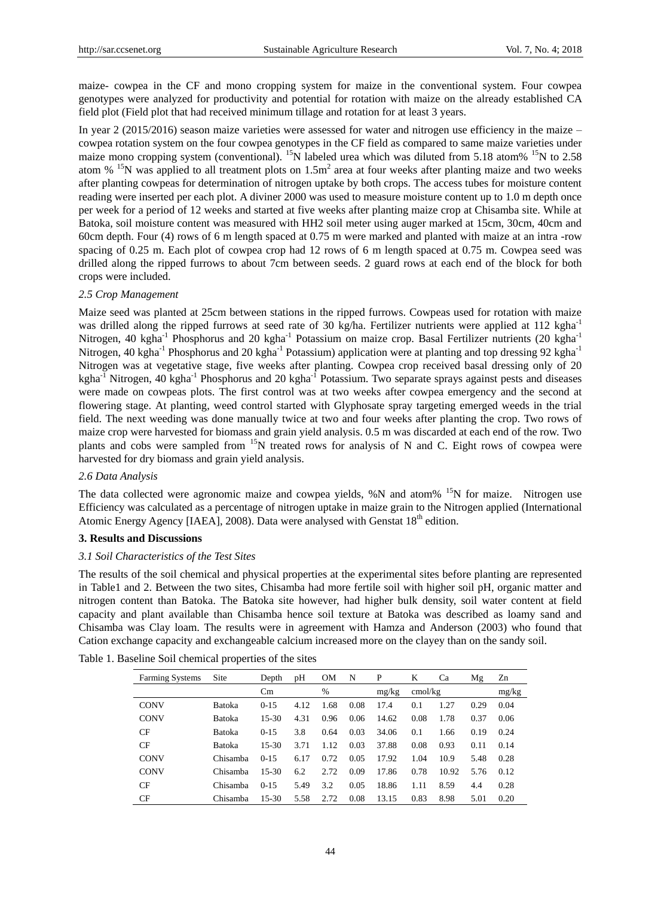maize- cowpea in the CF and mono cropping system for maize in the conventional system. Four cowpea genotypes were analyzed for productivity and potential for rotation with maize on the already established CA field plot (Field plot that had received minimum tillage and rotation for at least 3 years.

In year 2 (2015/2016) season maize varieties were assessed for water and nitrogen use efficiency in the maize – cowpea rotation system on the four cowpea genotypes in the CF field as compared to same maize varieties under maize mono cropping system (conventional). $^{15}N$ labeled urea which was diluted from 5.18 atom% $^{15}N$ to 2.58 atom % $^{15}N$ was applied to all treatment plots on 1.5m$^2$ area at four weeks after planting maize and two weeks after planting cowpeas for determination of nitrogen uptake by both crops. The access tubes for moisture content reading were inserted per each plot. A diviner 2000 was used to measure moisture content up to 1.0 m depth once per week for a period of 12 weeks and started at five weeks after planting maize crop at Chisamba site. While at Batoka, soil moisture content was measured with HH2 soil meter using auger marked at 15cm, 30cm, 40cm and 60cm depth. Four (4) rows of 6 m length spaced at 0.75 m were marked and planted with maize at an intra -row spacing of 0.25 m. Each plot of cowpea crop had 12 rows of 6 m length spaced at 0.75 m. Cowpea seed was drilled along the ripped furrows to about 7cm between seeds. 2 guard rows at each end of the block for both crops were included.

### *2.5 Crop Management*

Maize seed was planted at 25cm between stations in the ripped furrows. Cowpeas used for rotation with maize was drilled along the ripped furrows at seed rate of 30 kg/ha. Fertilizer nutrients were applied at 112 kgha$^{-1}$ Nitrogen, 40 kgha$^{-1}$ Phosphorus and 20 kgha$^{-1}$ Potassium on maize crop. Basal Fertilizer nutrients (20 kgha$^{-1}$ Nitrogen, 40 kgha$^{-1}$ Phosphorus and 20 kgha$^{-1}$ Potassium) application were at planting and top dressing 92 kgha$^{-1}$ Nitrogen was at vegetative stage, five weeks after planting. Cowpea crop received basal dressing only of 20 kgha$^{-1}$ Nitrogen, 40 kgha$^{-1}$ Phosphorus and 20 kgha$^{-1}$ Potassium. Two separate sprays against pests and diseases were made on cowpeas plots. The first control was at two weeks after cowpea emergency and the second at flowering stage. At planting, weed control started with Glyphosate spray targeting emerged weeds in the trial field. The next weeding was done manually twice at two and four weeks after planting the crop. Two rows of maize crop were harvested for biomass and grain yield analysis. 0.5 m was discarded at each end of the row. Two plants and cobs were sampled from $^{15}N$ treated rows for analysis of N and C. Eight rows of cowpea were harvested for dry biomass and grain yield analysis.

### *2.6 Data Analysis*

The data collected were agronomic maize and cowpea yields, %N and atom% $^{15}N$ for maize. Nitrogen use Efficiency was calculated as a percentage of nitrogen uptake in maize grain to the Nitrogen applied (International Atomic Energy Agency [IAEA], 2008). Data were analysed with Genstat 18$^{th}$ edition.

## 3. Results and Discussions

### *3.1 Soil Characteristics of the Test Sites*

The results of the soil chemical and physical properties at the experimental sites before planting are represented in Table1 and 2. Between the two sites, Chisamba had more fertile soil with higher soil pH, organic matter and nitrogen content than Batoka. The Batoka site however, had higher bulk density, soil water content at field capacity and plant available than Chisamba hence soil texture at Batoka was described as loamy sand and Chisamba was Clay loam. The results were in agreement with Hamza and Anderson (2003) who found that Cation exchange capacity and exchangeable calcium increased more on the clayey than on the sandy soil.

Table 1. Baseline Soil chemical properties of the sites

| Farming Systems | Site | Depth | pH | OM | N | P | K | Ca | Mg | Zn |
|---|---|---|---|---|---|---|---|---|---|---|
| | | Cm | | % | | mg/kg | cmol/kg | | | mg/kg |
| CONV | Batoka | 0-15 | 4.12 | 1.68 | 0.08 | 17.4 | 0.1 | 1.27 | 0.29 | 0.04 |
| CONV | Batoka | 15-30 | 4.31 | 0.96 | 0.06 | 14.62 | 0.08 | 1.78 | 0.37 | 0.06 |
| CF | Batoka | 0-15 | 3.8 | 0.64 | 0.03 | 34.06 | 0.1 | 1.66 | 0.19 | 0.24 |
| CF | Batoka | 15-30 | 3.71 | 1.12 | 0.03 | 37.88 | 0.08 | 0.93 | 0.11 | 0.14 |
| CONV | Chisamba | 0-15 | 6.17 | 0.72 | 0.05 | 17.92 | 1.04 | 10.9 | 5.48 | 0.28 |
| CONV | Chisamba | 15-30 | 6.2 | 2.72 | 0.09 | 17.86 | 0.78 | 10.92 | 5.76 | 0.12 |
| CF | Chisamba | 0-15 | 5.49 | 3.2 | 0.05 | 18.86 | 1.11 | 8.59 | 4.4 | 0.28 |
| CF | Chisamba | 15-30 | 5.58 | 2.72 | 0.08 | 13.15 | 0.83 | 8.98 | 5.01 | 0.20 |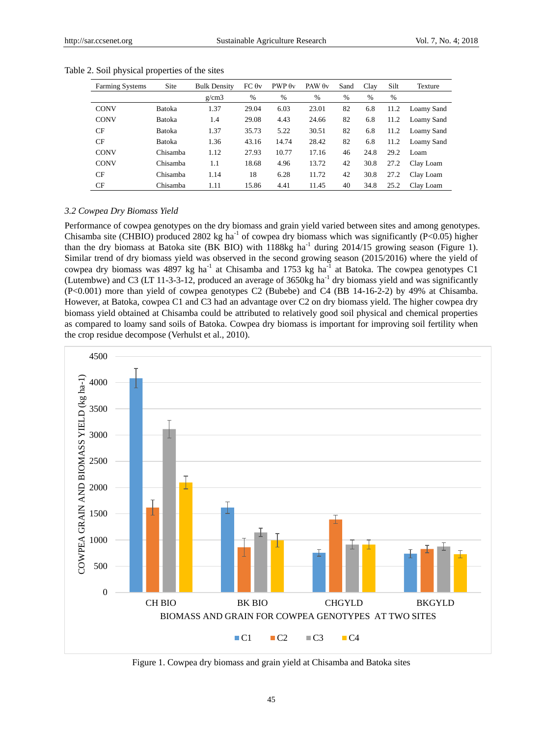Table 2. Soil physical properties of the sites

| Farming Systems | Site | Bulk Density | FC θv | PWP θv | PAW θv | Sand | Clay | Silt | Texture |
|---|---|---|---|---|---|---|---|---|---|
| | | g/cm3 | % | % | % | % | % | % | |
| CONV | Batoka | 1.37 | 29.04 | 6.03 | 23.01 | 82 | 6.8 | 11.2 | Loamy Sand |
| CONV | Batoka | 1.4 | 29.08 | 4.43 | 24.66 | 82 | 6.8 | 11.2 | Loamy Sand |
| CF | Batoka | 1.37 | 35.73 | 5.22 | 30.51 | 82 | 6.8 | 11.2 | Loamy Sand |
| CF | Batoka | 1.36 | 43.16 | 14.74 | 28.42 | 82 | 6.8 | 11.2 | Loamy Sand |
| CONV | Chisamba | 1.12 | 27.93 | 10.77 | 17.16 | 46 | 24.8 | 29.2 | Loam |
| CONV | Chisamba | 1.1 | 18.68 | 4.96 | 13.72 | 42 | 30.8 | 27.2 | Clay Loam |
| CF | Chisamba | 1.14 | 18 | 6.28 | 11.72 | 42 | 30.8 | 27.2 | Clay Loam |
| CF | Chisamba | 1.11 | 15.86 | 4.41 | 11.45 | 40 | 34.8 | 25.2 | Clay Loam |

### *3.2 Cowpea Dry Biomass Yield*

Performance of cowpea genotypes on the dry biomass and grain yield varied between sites and among genotypes. Chisamba site (CHBIO) produced 2802 kg $ha^{-1}$ of cowpea dry biomass which was significantly ($P<0.05$) higher than the dry biomass at Batoka site (BK BIO) with 1188kg $ha^{-1}$ during 2014/15 growing season (Figure 1). Similar trend of dry biomass yield was observed in the second growing season (2015/2016) where the yield of cowpea dry biomass was 4897 kg $ha^{-1}$ at Chisamba and 1753 kg $ha^{-1}$ at Batoka. The cowpea genotypes C1 (Lutembwe) and C3 (LT 11-3-3-12, produced an average of 3650kg $ha^{-1}$ dry biomass yield and was significantly ($P<0.001$) more than yield of cowpea genotypes C2 (Bubebe) and C4 (BB 14-16-2-2) by 49% at Chisamba. However, at Batoka, cowpea C1 and C3 had an advantage over C2 on dry biomass yield. The higher cowpea dry biomass yield obtained at Chisamba could be attributed to relatively good soil physical and chemical properties as compared to loamy sand soils of Batoka. Cowpea dry biomass is important for improving soil fertility when the crop residue decompose (Verhulst et al., 2010).

Figure 1. Cowpea dry biomass and grain yield at Chisamba and Batoka sites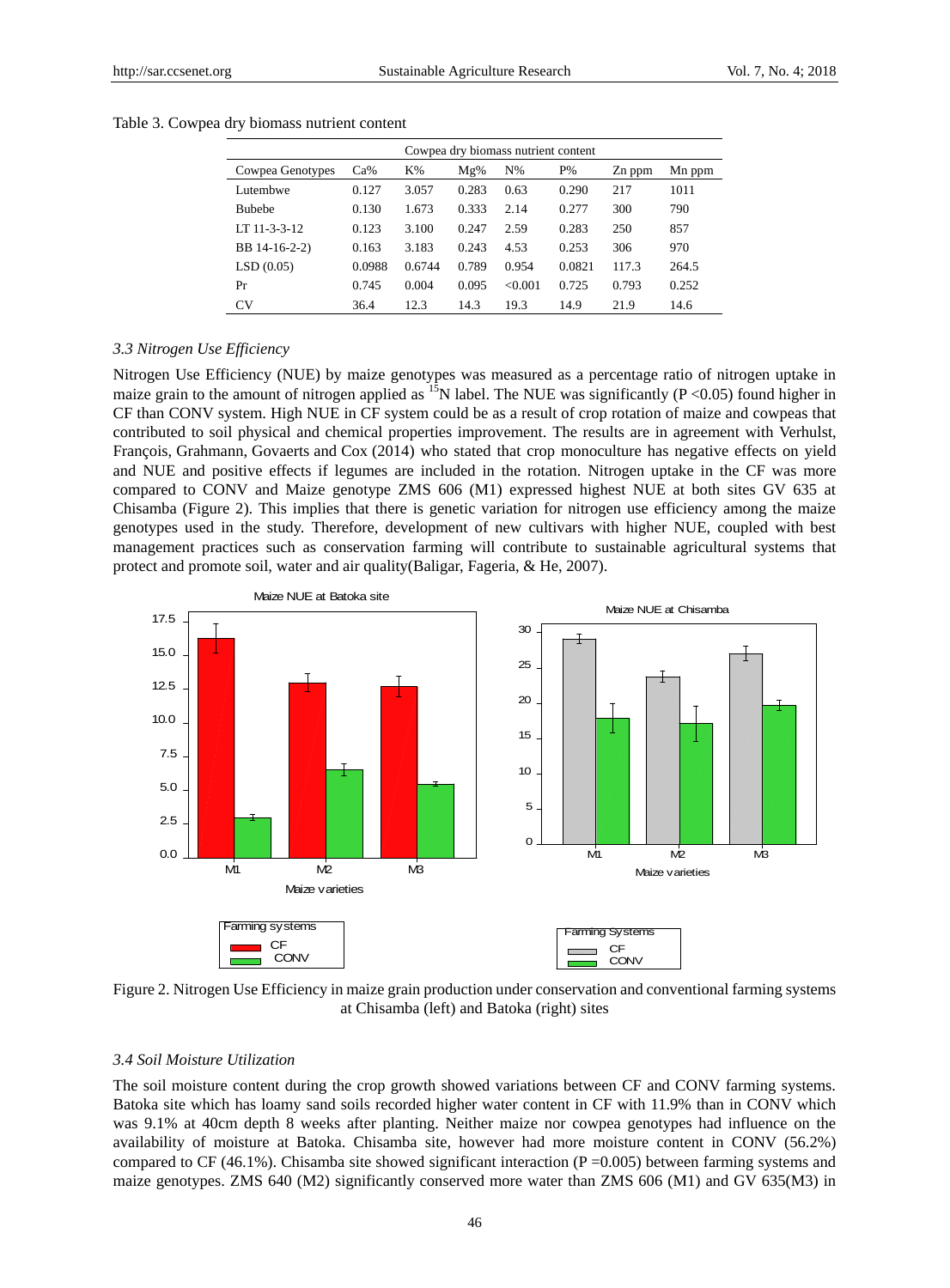Table 3. Cowpea dry biomass nutrient content

| Cowpea dry biomass nutrient content | | | | | | | |
|---|---|---|---|---|---|---|---|
| Cowpea Genotypes | Ca% | K% | Mg% | N% | P% | Zn ppm | Mn ppm |
| Lutembwe | 0.127 | 3.057 | 0.283 | 0.63 | 0.290 | 217 | 1011 |
| Bubebe | 0.130 | 1.673 | 0.333 | 2.14 | 0.277 | 300 | 790 |
| LT 11-3-3-12 | 0.123 | 3.100 | 0.247 | 2.59 | 0.283 | 250 | 857 |
| BB 14-16-2-2) | 0.163 | 3.183 | 0.243 | 4.53 | 0.253 | 306 | 970 |
| LSD (0.05) | 0.0988 | 0.6744 | 0.789 | 0.954 | 0.0821 | 117.3 | 264.5 |
| Pr | 0.745 | 0.004 | 0.095 | <0.001 | 0.725 | 0.793 | 0.252 |
| CV | 36.4 | 12.3 | 14.3 | 19.3 | 14.9 | 21.9 | 14.6 |

### *3.3 Nitrogen Use Efficiency*

Nitrogen Use Efficiency (NUE) by maize genotypes was measured as a percentage ratio of nitrogen uptake in maize grain to the amount of nitrogen applied as $^{15}$N label. The NUE was significantly ($P < 0.05$) found higher in CF than CONV system. High NUE in CF system could be as a result of crop rotation of maize and cowpeas that contributed to soil physical and chemical properties improvement. The results are in agreement with Verhulst, François, Grahmann, Govaerts and Cox (2014) who stated that crop monoculture has negative effects on yield and NUE and positive effects if legumes are included in the rotation. Nitrogen uptake in the CF was more compared to CONV and Maize genotype ZMS 606 (M1) expressed highest NUE at both sites GV 635 at Chisamba (Figure 2). This implies that there is genetic variation for nitrogen use efficiency among the maize genotypes used in the study. Therefore, development of new cultivars with higher NUE, coupled with best management practices such as conservation farming will contribute to sustainable agricultural systems that protect and promote soil, water and air quality(Baligar, Fageria, & He, 2007).

Figure 2. Nitrogen Use Efficiency in maize grain production under conservation and conventional farming systems at Chisamba (left) and Batoka (right) sites

### *3.4 Soil Moisture Utilization*

The soil moisture content during the crop growth showed variations between CF and CONV farming systems. Batoka site which has loamy sand soils recorded higher water content in CF with 11.9% than in CONV which was 9.1% at 40cm depth 8 weeks after planting. Neither maize nor cowpea genotypes had influence on the availability of moisture at Batoka. Chisamba site, however had more moisture content in CONV (56.2%) compared to CF (46.1%). Chisamba site showed significant interaction ($P = 0.005$) between farming systems and maize genotypes. ZMS 640 (M2) significantly conserved more water than ZMS 606 (M1) and GV 635(M3) in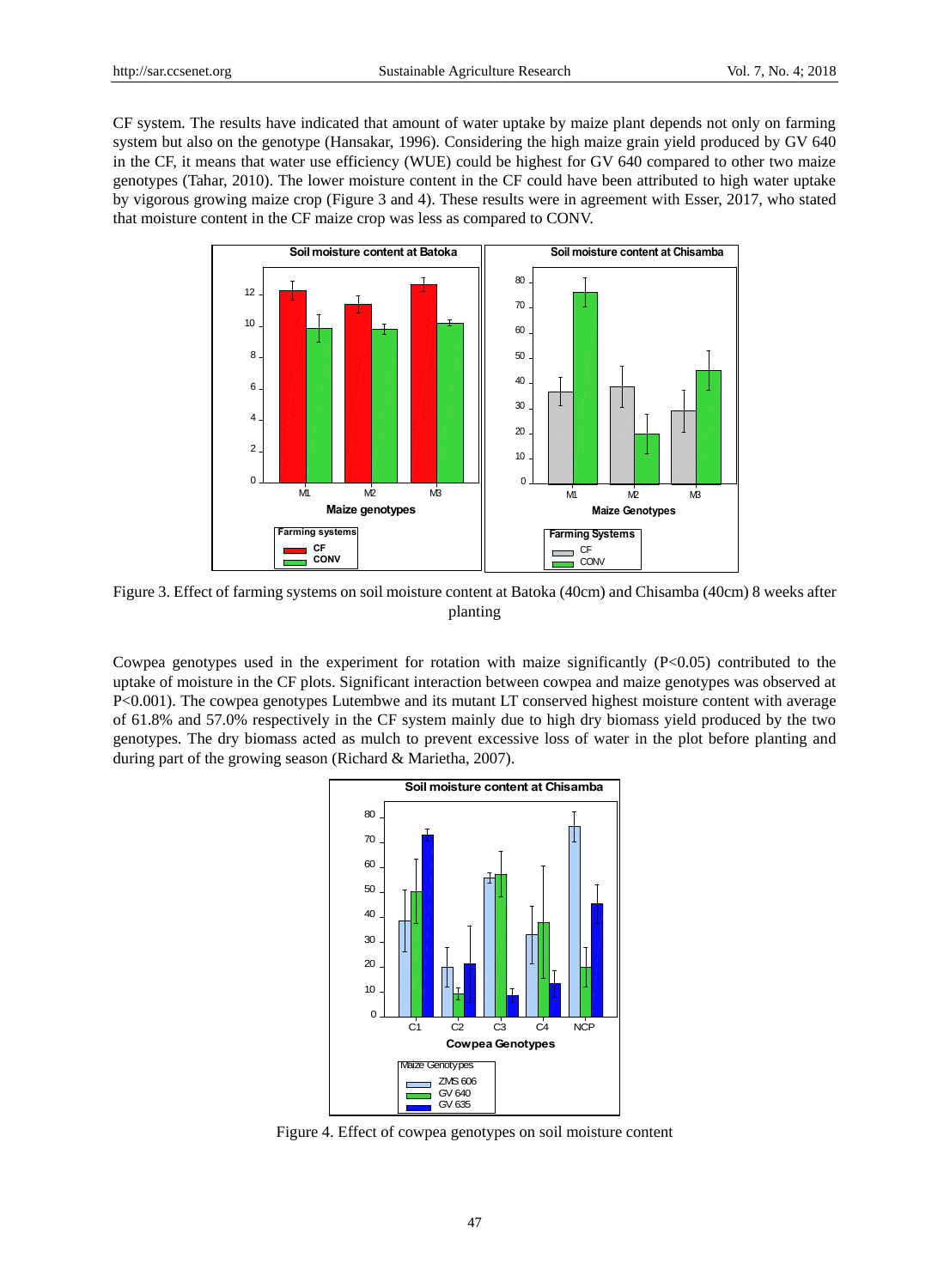CF system. The results have indicated that amount of water uptake by maize plant depends not only on farming system but also on the genotype (Hansakar, 1996). Considering the high maize grain yield produced by GV 640 in the CF, it means that water use efficiency (WUE) could be highest for GV 640 compared to other two maize genotypes (Tahar, 2010). The lower moisture content in the CF could have been attributed to high water uptake by vigorous growing maize crop (Figure 3 and 4). These results were in agreement with Esser, 2017, who stated that moisture content in the CF maize crop was less as compared to CONV.

Figure 3. Effect of farming systems on soil moisture content at Batoka (40cm) and Chisamba (40cm) 8 weeks after planting

Cowpea genotypes used in the experiment for rotation with maize significantly ($P<0.05$) contributed to the uptake of moisture in the CF plots. Significant interaction between cowpea and maize genotypes was observed at $P<0.001$). The cowpea genotypes Lutembwe and its mutant LT conserved highest moisture content with average of 61.8% and 57.0% respectively in the CF system mainly due to high dry biomass yield produced by the two genotypes. The dry biomass acted as mulch to prevent excessive loss of water in the plot before planting and during part of the growing season (Richard & Marietha, 2007).

Figure 4. Effect of cowpea genotypes on soil moisture content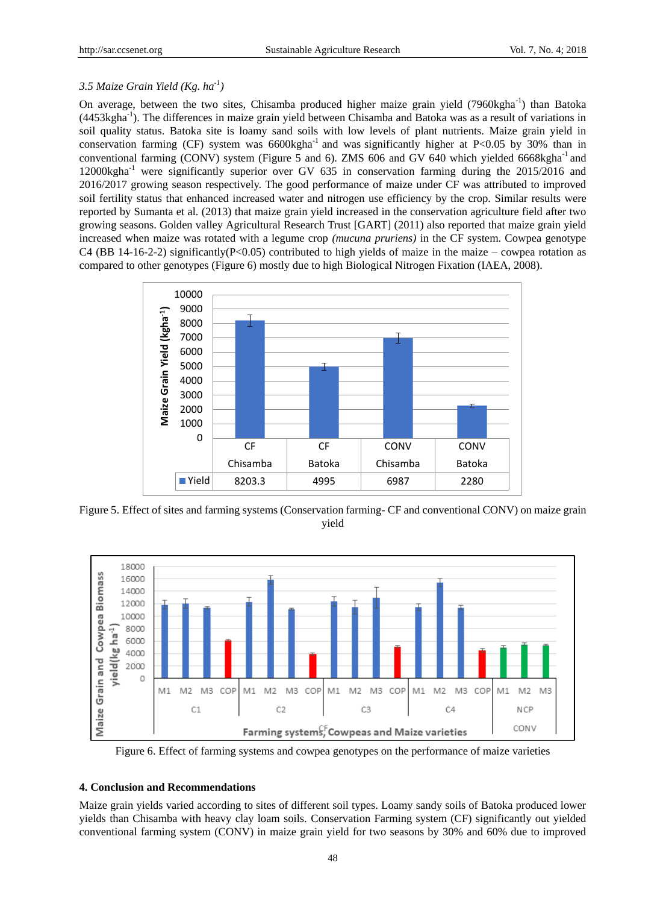### *3.5 Maize Grain Yield (Kg. ha$^{-1}$)*

On average, between the two sites, Chisamba produced higher maize grain yield (7960kgha$^{-1}$) than Batoka (4453kgha$^{-1}$). The differences in maize grain yield between Chisamba and Batoka was as a result of variations in soil quality status. Batoka site is loamy sand soils with low levels of plant nutrients. Maize grain yield in conservation farming (CF) system was 6600kgha$^{-1}$ and was significantly higher at $P<0.05$ by 30% than in conventional farming (CONV) system (Figure 5 and 6). ZMS 606 and GV 640 which yielded 6668kgha$^{-1}$ and 12000kgha$^{-1}$ were significantly superior over GV 635 in conservation farming during the 2015/2016 and 2016/2017 growing season respectively. The good performance of maize under CF was attributed to improved soil fertility status that enhanced increased water and nitrogen use efficiency by the crop. Similar results were reported by Sumanta et al. (2013) that maize grain yield increased in the conservation agriculture field after two growing seasons. Golden valley Agricultural Research Trust [GART] (2011) also reported that maize grain yield increased when maize was rotated with a legume crop *(mucuna pruriens)* in the CF system. Cowpea genotype C4 (BB 14-16-2-2) significantly($P<0.05$) contributed to high yields of maize in the maize – cowpea rotation as compared to other genotypes (Figure 6) mostly due to high Biological Nitrogen Fixation (IAEA, 2008).

| | CF Chisamba | CF Batoka | CONV Chisamba | CONV Batoka |
|---|---|---|---|---|
| Yield | 8203.3 | 4995 | 6987 | 2280 |

Figure 5. Effect of sites and farming systems (Conservation farming- CF and conventional CONV) on maize grain yield

Figure 6. Effect of farming systems and cowpea genotypes on the performance of maize varieties

## 4. Conclusion and Recommendations

Maize grain yields varied according to sites of different soil types. Loamy sandy soils of Batoka produced lower yields than Chisamba with heavy clay loam soils. Conservation Farming system (CF) significantly out yielded conventional farming system (CONV) in maize grain yield for two seasons by 30% and 60% due to improved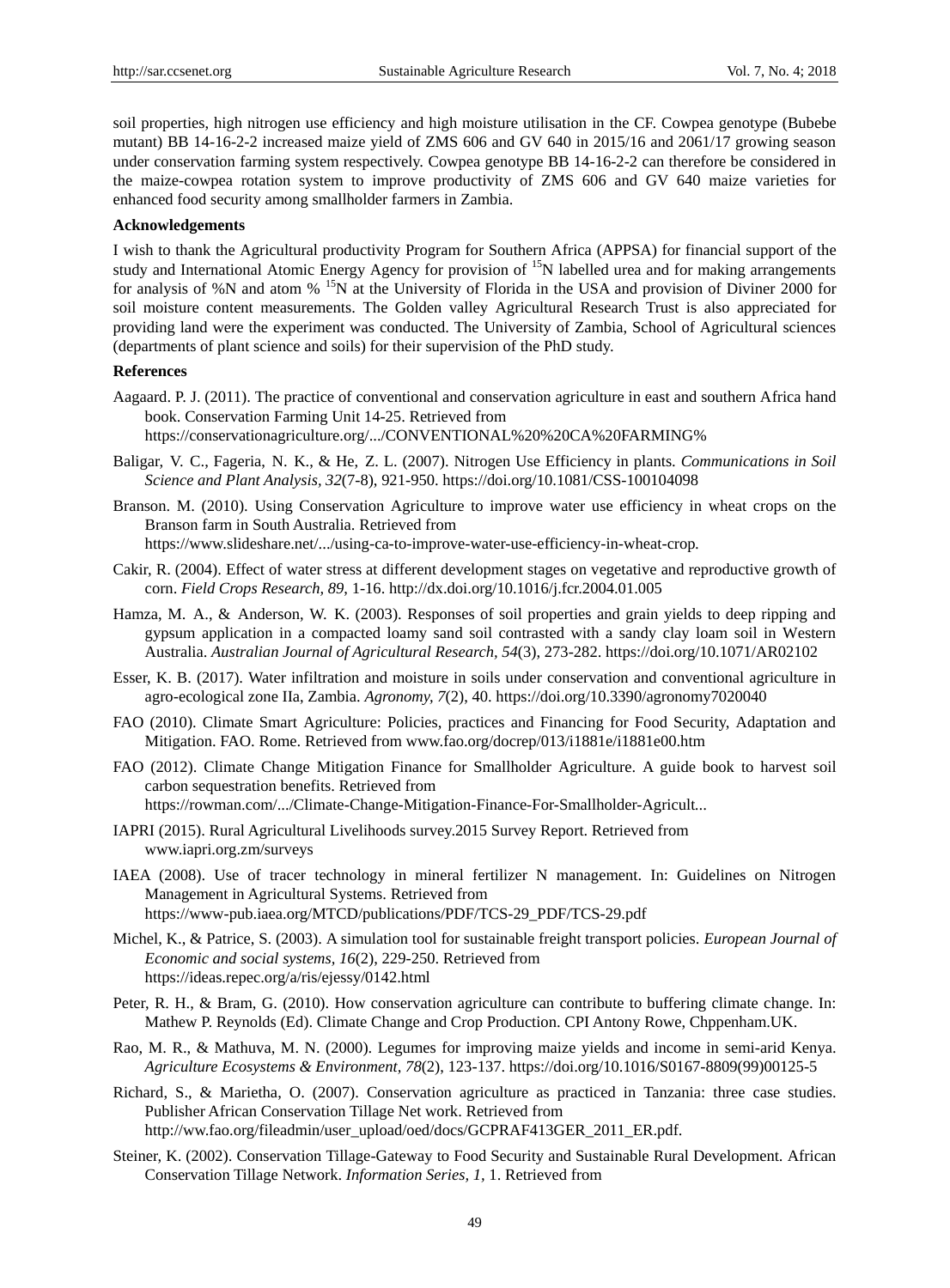soil properties, high nitrogen use efficiency and high moisture utilisation in the CF. Cowpea genotype (Bubebe mutant) BB 14-16-2-2 increased maize yield of ZMS 606 and GV 640 in 2015/16 and 2061/17 growing season under conservation farming system respectively. Cowpea genotype BB 14-16-2-2 can therefore be considered in the maize-cowpea rotation system to improve productivity of ZMS 606 and GV 640 maize varieties for enhanced food security among smallholder farmers in Zambia.

**Acknowledgements**

I wish to thank the Agricultural productivity Program for Southern Africa (APPSA) for financial support of the study and International Atomic Energy Agency for provision of $^{15}$N labelled urea and for making arrangements for analysis of %N and atom % $^{15}$N at the University of Florida in the USA and provision of Diviner 2000 for soil moisture content measurements. The Golden valley Agricultural Research Trust is also appreciated for providing land were the experiment was conducted. The University of Zambia, School of Agricultural sciences (departments of plant science and soils) for their supervision of the PhD study.

**References**

Aagaard. P. J. (2011). The practice of conventional and conservation agriculture in east and southern Africa hand book. Conservation Farming Unit 14-25. Retrieved from https://conservationagriculture.org/.../CONVENTIONAL%20%20CA%20FARMING%

Baligar, V. C., Fageria, N. K., & He, Z. L. (2007). Nitrogen Use Efficiency in plants. *Communications in Soil Science and Plant Analysis, 32*(7-8), 921-950. https://doi.org/10.1081/CSS-100104098

Branson. M. (2010). Using Conservation Agriculture to improve water use efficiency in wheat crops on the Branson farm in South Australia. Retrieved from https://www.slideshare.net/.../using-ca-to-improve-water-use-efficiency-in-wheat-crop.

Cakir, R. (2004). Effect of water stress at different development stages on vegetative and reproductive growth of corn. *Field Crops Research, 89*, 1-16. http://dx.doi.org/10.1016/j.fcr.2004.01.005

Hamza, M. A., & Anderson, W. K. (2003). Responses of soil properties and grain yields to deep ripping and gypsum application in a compacted loamy sand soil contrasted with a sandy clay loam soil in Western Australia. *Australian Journal of Agricultural Research, 54*(3), 273-282. https://doi.org/10.1071/AR02102

Esser, K. B. (2017). Water infiltration and moisture in soils under conservation and conventional agriculture in agro-ecological zone IIa, Zambia. *Agronomy, 7*(2), 40. https://doi.org/10.3390/agronomy7020040

FAO (2010). Climate Smart Agriculture: Policies, practices and Financing for Food Security, Adaptation and Mitigation. FAO. Rome. Retrieved from www.fao.org/docrep/013/i1881e/i1881e00.htm

FAO (2012). Climate Change Mitigation Finance for Smallholder Agriculture. A guide book to harvest soil carbon sequestration benefits. Retrieved from https://rowman.com/.../Climate-Change-Mitigation-Finance-For-Smallholder-Agricult...

IAPRI (2015). Rural Agricultural Livelihoods survey.2015 Survey Report. Retrieved from www.iapri.org.zm/surveys

IAEA (2008). Use of tracer technology in mineral fertilizer N management. In: Guidelines on Nitrogen Management in Agricultural Systems. Retrieved from https://www-pub.iaea.org/MTCD/publications/PDF/TCS-29_PDF/TCS-29.pdf

Michel, K., & Patrice, S. (2003). A simulation tool for sustainable freight transport policies. *European Journal of Economic and social systems, 16*(2), 229-250. Retrieved from https://ideas.repec.org/a/ris/ejessy/0142.html

Peter, R. H., & Bram, G. (2010). How conservation agriculture can contribute to buffering climate change. In: Mathew P. Reynolds (Ed). Climate Change and Crop Production. CPI Antony Rowe, Chppenham.UK.

Rao, M. R., & Mathuva, M. N. (2000). Legumes for improving maize yields and income in semi-arid Kenya. *Agriculture Ecosystems & Environment, 78*(2), 123-137. https://doi.org/10.1016/S0167-8809(99)00125-5

Richard, S., & Marietha, O. (2007). Conservation agriculture as practiced in Tanzania: three case studies. Publisher African Conservation Tillage Net work. Retrieved from http://ww.fao.org/fileadmin/user_upload/oed/docs/GCPRAF413GER_2011_ER.pdf.

Steiner, K. (2002). Conservation Tillage-Gateway to Food Security and Sustainable Rural Development. African Conservation Tillage Network. *Information Series, 1*, 1. Retrieved from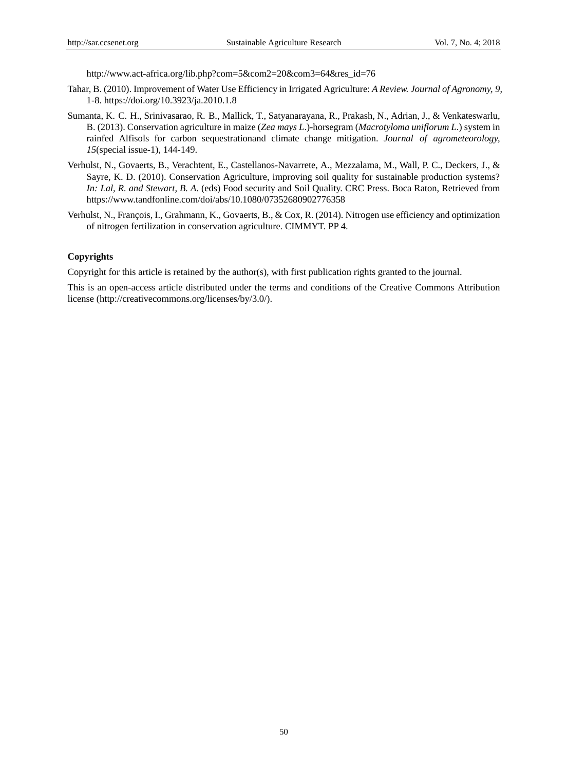http://www.act-africa.org/lib.php?com=5&com2=20&com3=64&res_id=76

Tahar, B. (2010). Improvement of Water Use Efficiency in Irrigated Agriculture: *A Review. Journal of Agronomy, 9*, 1-8. https://doi.org/10.3923/ja.2010.1.8

Sumanta, K. C. H., Srinivasarao, R. B., Mallick, T., Satyanarayana, R., Prakash, N., Adrian, J., & Venkateswarlu, B. (2013). Conservation agriculture in maize (*Zea mays L*.)-horsegram (*Macrotyloma uniflorum L*.) system in rainfed Alfisols for carbon sequestrationand climate change mitigation. *Journal of agrometeorology, 15*(special issue-1), 144-149.

Verhulst, N., Govaerts, B., Verachtent, E., Castellanos-Navarrete, A., Mezzalama, M., Wall, P. C., Deckers, J., & Sayre, K. D. (2010). Conservation Agriculture, improving soil quality for sustainable production systems? *In: Lal, R. and Stewart, B. A*. (eds) Food security and Soil Quality. CRC Press. Boca Raton, Retrieved from https://www.tandfonline.com/doi/abs/10.1080/07352680902776358

Verhulst, N., François, I., Grahmann, K., Govaerts, B., & Cox, R. (2014). Nitrogen use efficiency and optimization of nitrogen fertilization in conservation agriculture. CIMMYT. PP 4.

**Copyrights**

Copyright for this article is retained by the author(s), with first publication rights granted to the journal.

This is an open-access article distributed under the terms and conditions of the Creative Commons Attribution license (http://creativecommons.org/licenses/by/3.0/).